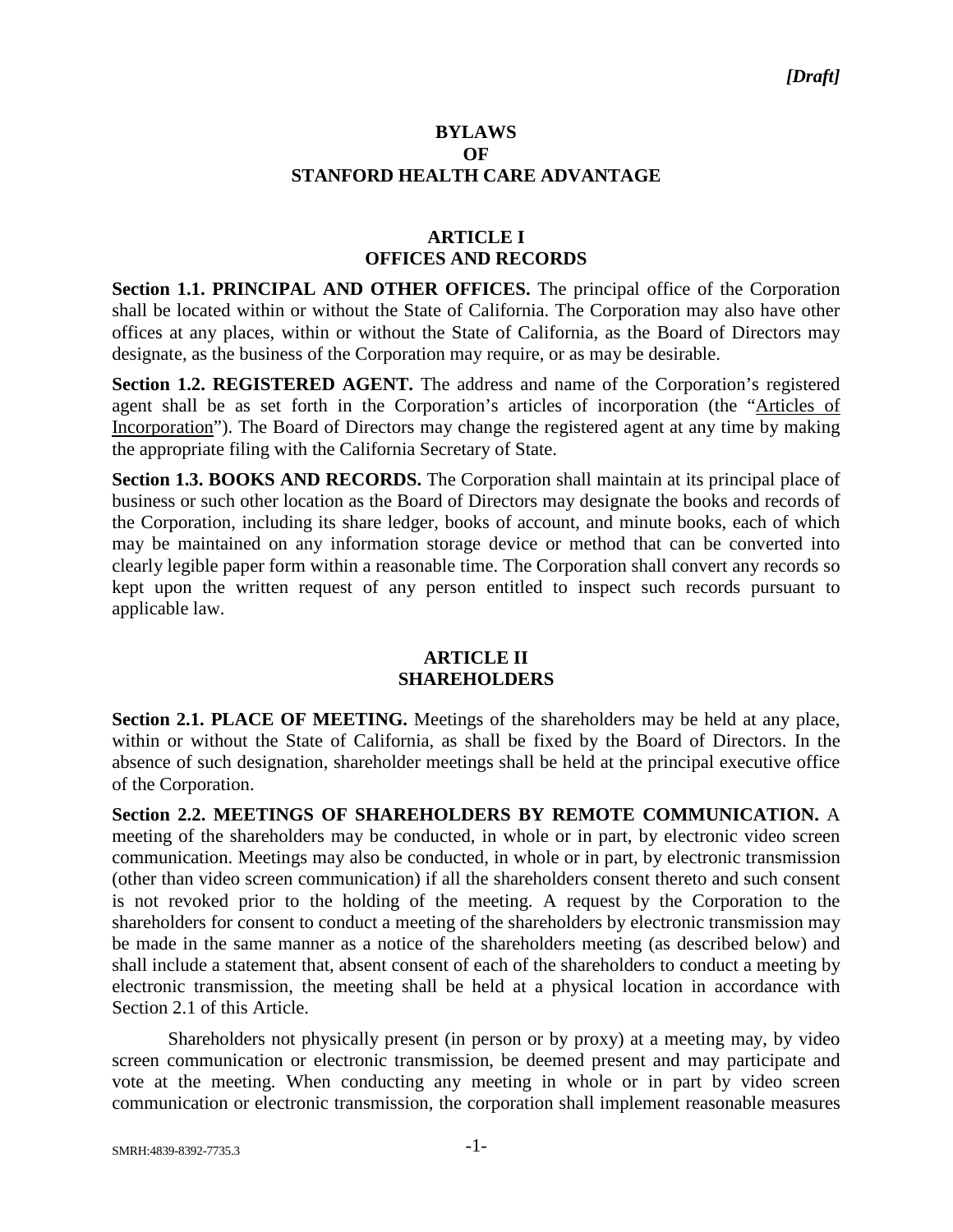*[Draft]*

# BYLAWS
# OF
# STANFORD HEALTH CARE ADVANTAGE

## ARTICLE I
## OFFICES AND RECORDS

**Section 1.1. PRINCIPAL AND OTHER OFFICES.** The principal office of the Corporation shall be located within or without the State of California. The Corporation may also have other offices at any places, within or without the State of California, as the Board of Directors may designate, as the business of the Corporation may require, or as may be desirable.

**Section 1.2. REGISTERED AGENT.** The address and name of the Corporation's registered agent shall be as set forth in the Corporation's articles of incorporation (the "Articles of Incorporation"). The Board of Directors may change the registered agent at any time by making the appropriate filing with the California Secretary of State.

**Section 1.3. BOOKS AND RECORDS.** The Corporation shall maintain at its principal place of business or such other location as the Board of Directors may designate the books and records of the Corporation, including its share ledger, books of account, and minute books, each of which may be maintained on any information storage device or method that can be converted into clearly legible paper form within a reasonable time. The Corporation shall convert any records so kept upon the written request of any person entitled to inspect such records pursuant to applicable law.

## ARTICLE II
## SHAREHOLDERS

**Section 2.1. PLACE OF MEETING.** Meetings of the shareholders may be held at any place, within or without the State of California, as shall be fixed by the Board of Directors. In the absence of such designation, shareholder meetings shall be held at the principal executive office of the Corporation.

**Section 2.2. MEETINGS OF SHAREHOLDERS BY REMOTE COMMUNICATION.** A meeting of the shareholders may be conducted, in whole or in part, by electronic video screen communication. Meetings may also be conducted, in whole or in part, by electronic transmission (other than video screen communication) if all the shareholders consent thereto and such consent is not revoked prior to the holding of the meeting. A request by the Corporation to the shareholders for consent to conduct a meeting of the shareholders by electronic transmission may be made in the same manner as a notice of the shareholders meeting (as described below) and shall include a statement that, absent consent of each of the shareholders to conduct a meeting by electronic transmission, the meeting shall be held at a physical location in accordance with Section 2.1 of this Article.

Shareholders not physically present (in person or by proxy) at a meeting may, by video screen communication or electronic transmission, be deemed present and may participate and vote at the meeting. When conducting any meeting in whole or in part by video screen communication or electronic transmission, the corporation shall implement reasonable measures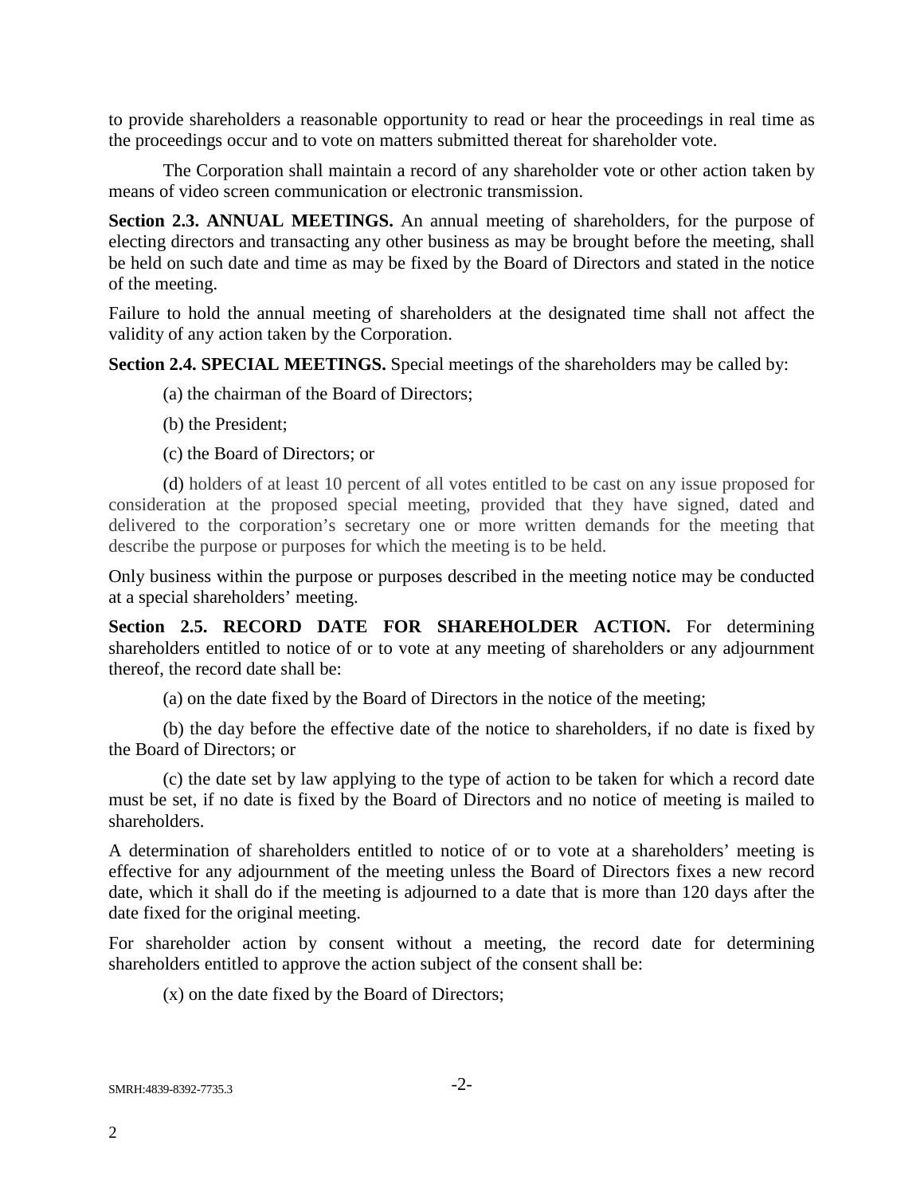to provide shareholders a reasonable opportunity to read or hear the proceedings in real time as the proceedings occur and to vote on matters submitted thereat for shareholder vote.

The Corporation shall maintain a record of any shareholder vote or other action taken by means of video screen communication or electronic transmission.

**Section 2.3. ANNUAL MEETINGS.** An annual meeting of shareholders, for the purpose of electing directors and transacting any other business as may be brought before the meeting, shall be held on such date and time as may be fixed by the Board of Directors and stated in the notice of the meeting.

Failure to hold the annual meeting of shareholders at the designated time shall not affect the validity of any action taken by the Corporation.

**Section 2.4. SPECIAL MEETINGS.** Special meetings of the shareholders may be called by:

(a) the chairman of the Board of Directors;

(b) the President;

(c) the Board of Directors; or

(d) holders of at least 10 percent of all votes entitled to be cast on any issue proposed for consideration at the proposed special meeting, provided that they have signed, dated and delivered to the corporation's secretary one or more written demands for the meeting that describe the purpose or purposes for which the meeting is to be held.

Only business within the purpose or purposes described in the meeting notice may be conducted at a special shareholders' meeting.

**Section 2.5. RECORD DATE FOR SHAREHOLDER ACTION.** For determining shareholders entitled to notice of or to vote at any meeting of shareholders or any adjournment thereof, the record date shall be:

(a) on the date fixed by the Board of Directors in the notice of the meeting;

(b) the day before the effective date of the notice to shareholders, if no date is fixed by the Board of Directors; or

(c) the date set by law applying to the type of action to be taken for which a record date must be set, if no date is fixed by the Board of Directors and no notice of meeting is mailed to shareholders.

A determination of shareholders entitled to notice of or to vote at a shareholders' meeting is effective for any adjournment of the meeting unless the Board of Directors fixes a new record date, which it shall do if the meeting is adjourned to a date that is more than 120 days after the date fixed for the original meeting.

For shareholder action by consent without a meeting, the record date for determining shareholders entitled to approve the action subject of the consent shall be:

(x) on the date fixed by the Board of Directors;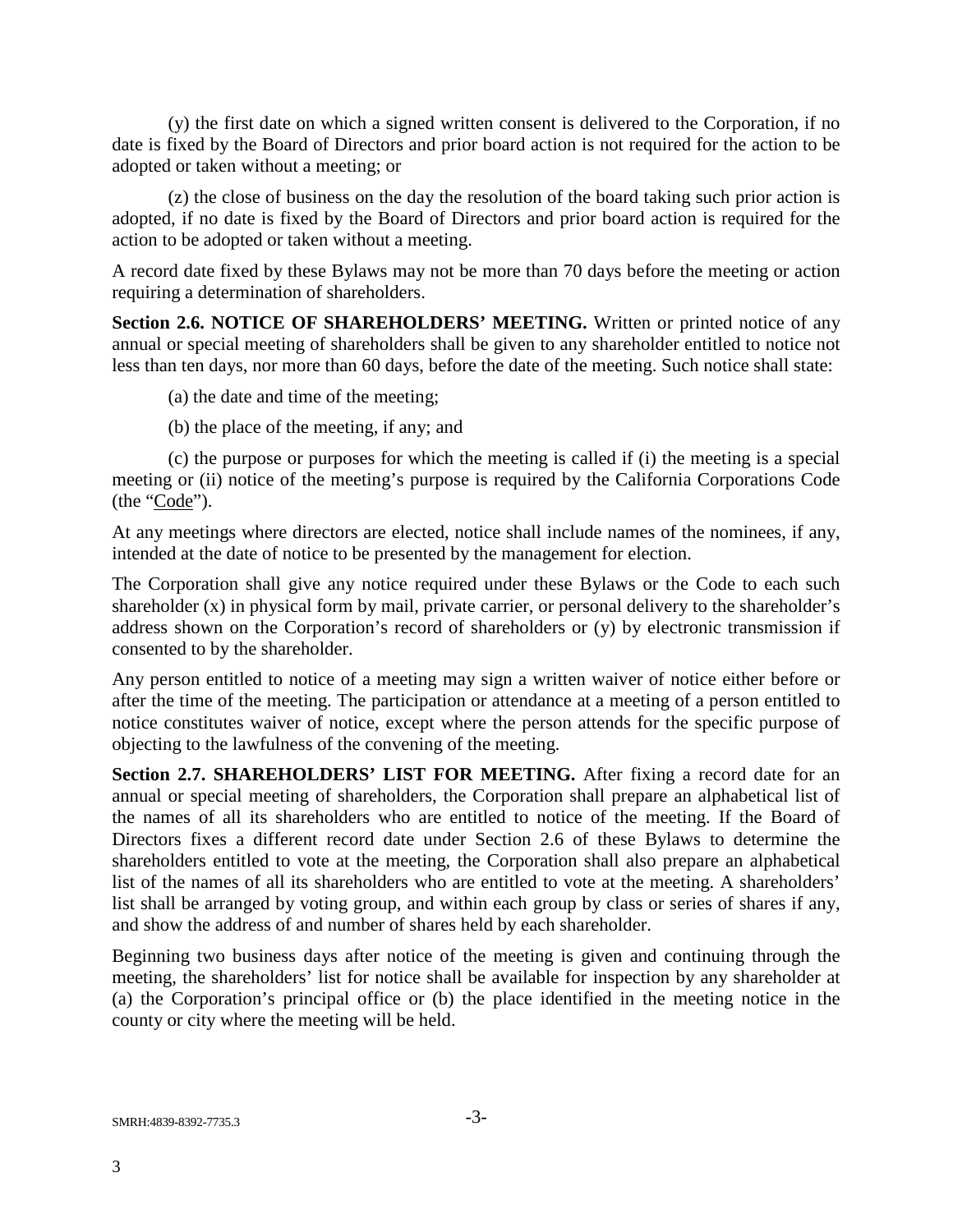(y) the first date on which a signed written consent is delivered to the Corporation, if no date is fixed by the Board of Directors and prior board action is not required for the action to be adopted or taken without a meeting; or

(z) the close of business on the day the resolution of the board taking such prior action is adopted, if no date is fixed by the Board of Directors and prior board action is required for the action to be adopted or taken without a meeting.

A record date fixed by these Bylaws may not be more than 70 days before the meeting or action requiring a determination of shareholders.

**Section 2.6. NOTICE OF SHAREHOLDERS' MEETING.** Written or printed notice of any annual or special meeting of shareholders shall be given to any shareholder entitled to notice not less than ten days, nor more than 60 days, before the date of the meeting. Such notice shall state:

(a) the date and time of the meeting;

(b) the place of the meeting, if any; and

(c) the purpose or purposes for which the meeting is called if (i) the meeting is a special meeting or (ii) notice of the meeting's purpose is required by the California Corporations Code (the "Code").

At any meetings where directors are elected, notice shall include names of the nominees, if any, intended at the date of notice to be presented by the management for election.

The Corporation shall give any notice required under these Bylaws or the Code to each such shareholder (x) in physical form by mail, private carrier, or personal delivery to the shareholder's address shown on the Corporation's record of shareholders or (y) by electronic transmission if consented to by the shareholder.

Any person entitled to notice of a meeting may sign a written waiver of notice either before or after the time of the meeting. The participation or attendance at a meeting of a person entitled to notice constitutes waiver of notice, except where the person attends for the specific purpose of objecting to the lawfulness of the convening of the meeting.

**Section 2.7. SHAREHOLDERS' LIST FOR MEETING.** After fixing a record date for an annual or special meeting of shareholders, the Corporation shall prepare an alphabetical list of the names of all its shareholders who are entitled to notice of the meeting. If the Board of Directors fixes a different record date under Section 2.6 of these Bylaws to determine the shareholders entitled to vote at the meeting, the Corporation shall also prepare an alphabetical list of the names of all its shareholders who are entitled to vote at the meeting. A shareholders' list shall be arranged by voting group, and within each group by class or series of shares if any, and show the address of and number of shares held by each shareholder.

Beginning two business days after notice of the meeting is given and continuing through the meeting, the shareholders' list for notice shall be available for inspection by any shareholder at (a) the Corporation's principal office or (b) the place identified in the meeting notice in the county or city where the meeting will be held.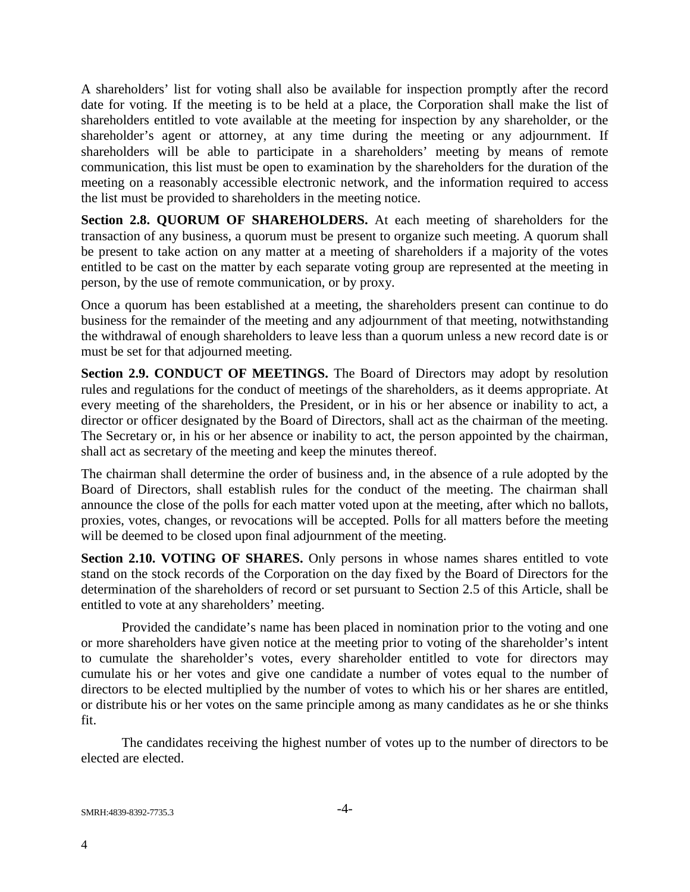A shareholders' list for voting shall also be available for inspection promptly after the record date for voting. If the meeting is to be held at a place, the Corporation shall make the list of shareholders entitled to vote available at the meeting for inspection by any shareholder, or the shareholder's agent or attorney, at any time during the meeting or any adjournment. If shareholders will be able to participate in a shareholders' meeting by means of remote communication, this list must be open to examination by the shareholders for the duration of the meeting on a reasonably accessible electronic network, and the information required to access the list must be provided to shareholders in the meeting notice.

**Section 2.8. QUORUM OF SHAREHOLDERS.** At each meeting of shareholders for the transaction of any business, a quorum must be present to organize such meeting. A quorum shall be present to take action on any matter at a meeting of shareholders if a majority of the votes entitled to be cast on the matter by each separate voting group are represented at the meeting in person, by the use of remote communication, or by proxy.

Once a quorum has been established at a meeting, the shareholders present can continue to do business for the remainder of the meeting and any adjournment of that meeting, notwithstanding the withdrawal of enough shareholders to leave less than a quorum unless a new record date is or must be set for that adjourned meeting.

**Section 2.9. CONDUCT OF MEETINGS.** The Board of Directors may adopt by resolution rules and regulations for the conduct of meetings of the shareholders, as it deems appropriate. At every meeting of the shareholders, the President, or in his or her absence or inability to act, a director or officer designated by the Board of Directors, shall act as the chairman of the meeting. The Secretary or, in his or her absence or inability to act, the person appointed by the chairman, shall act as secretary of the meeting and keep the minutes thereof.

The chairman shall determine the order of business and, in the absence of a rule adopted by the Board of Directors, shall establish rules for the conduct of the meeting. The chairman shall announce the close of the polls for each matter voted upon at the meeting, after which no ballots, proxies, votes, changes, or revocations will be accepted. Polls for all matters before the meeting will be deemed to be closed upon final adjournment of the meeting.

**Section 2.10. VOTING OF SHARES.** Only persons in whose names shares entitled to vote stand on the stock records of the Corporation on the day fixed by the Board of Directors for the determination of the shareholders of record or set pursuant to Section 2.5 of this Article, shall be entitled to vote at any shareholders' meeting.

Provided the candidate's name has been placed in nomination prior to the voting and one or more shareholders have given notice at the meeting prior to voting of the shareholder's intent to cumulate the shareholder's votes, every shareholder entitled to vote for directors may cumulate his or her votes and give one candidate a number of votes equal to the number of directors to be elected multiplied by the number of votes to which his or her shares are entitled, or distribute his or her votes on the same principle among as many candidates as he or she thinks fit.

The candidates receiving the highest number of votes up to the number of directors to be elected are elected.

SMRH:4839-8392-7735.3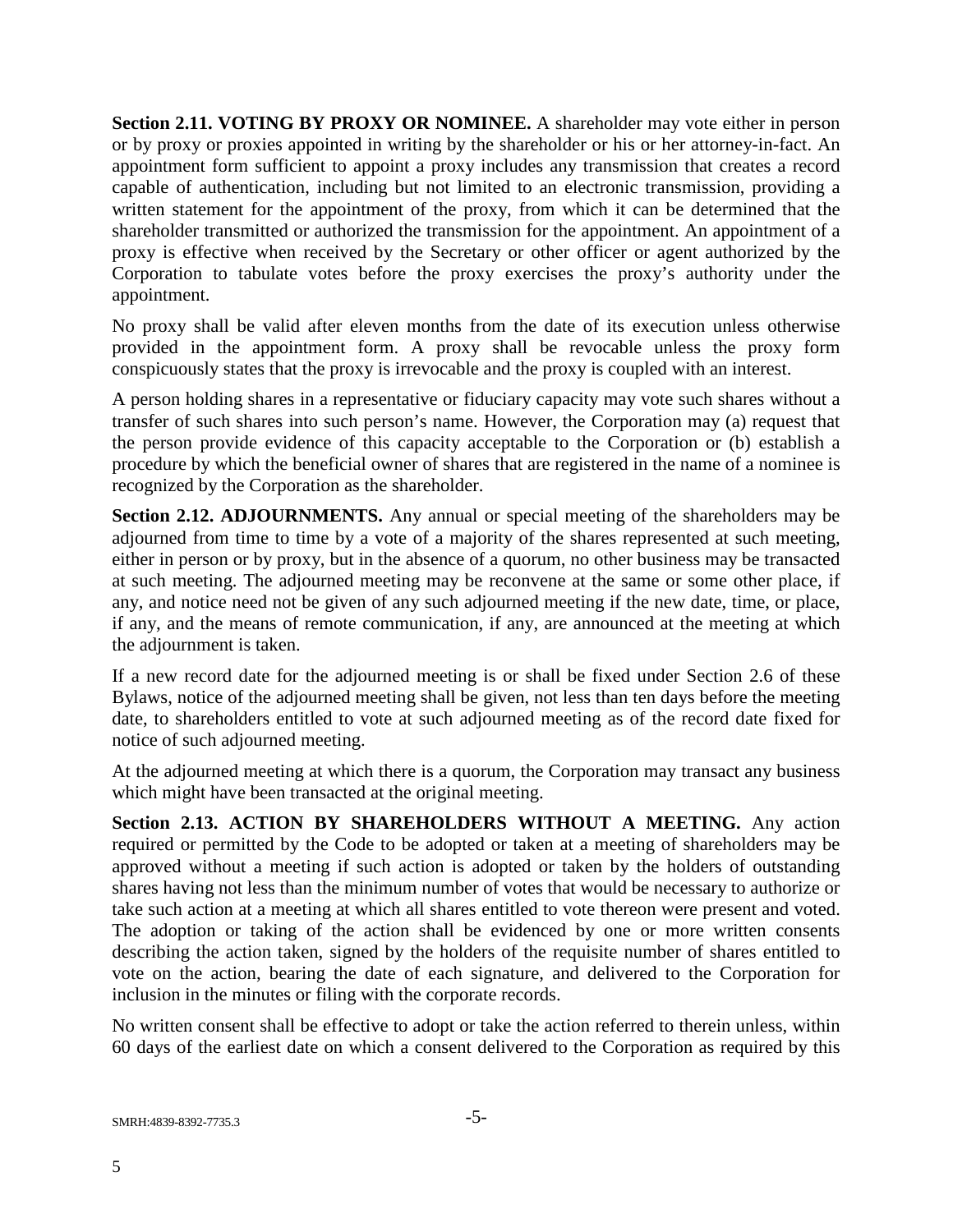**Section 2.11. VOTING BY PROXY OR NOMINEE.** A shareholder may vote either in person or by proxy or proxies appointed in writing by the shareholder or his or her attorney-in-fact. An appointment form sufficient to appoint a proxy includes any transmission that creates a record capable of authentication, including but not limited to an electronic transmission, providing a written statement for the appointment of the proxy, from which it can be determined that the shareholder transmitted or authorized the transmission for the appointment. An appointment of a proxy is effective when received by the Secretary or other officer or agent authorized by the Corporation to tabulate votes before the proxy exercises the proxy's authority under the appointment.

No proxy shall be valid after eleven months from the date of its execution unless otherwise provided in the appointment form. A proxy shall be revocable unless the proxy form conspicuously states that the proxy is irrevocable and the proxy is coupled with an interest.

A person holding shares in a representative or fiduciary capacity may vote such shares without a transfer of such shares into such person's name. However, the Corporation may (a) request that the person provide evidence of this capacity acceptable to the Corporation or (b) establish a procedure by which the beneficial owner of shares that are registered in the name of a nominee is recognized by the Corporation as the shareholder.

**Section 2.12. ADJOURNMENTS.** Any annual or special meeting of the shareholders may be adjourned from time to time by a vote of a majority of the shares represented at such meeting, either in person or by proxy, but in the absence of a quorum, no other business may be transacted at such meeting. The adjourned meeting may be reconvene at the same or some other place, if any, and notice need not be given of any such adjourned meeting if the new date, time, or place, if any, and the means of remote communication, if any, are announced at the meeting at which the adjournment is taken.

If a new record date for the adjourned meeting is or shall be fixed under Section 2.6 of these Bylaws, notice of the adjourned meeting shall be given, not less than ten days before the meeting date, to shareholders entitled to vote at such adjourned meeting as of the record date fixed for notice of such adjourned meeting.

At the adjourned meeting at which there is a quorum, the Corporation may transact any business which might have been transacted at the original meeting.

**Section 2.13. ACTION BY SHAREHOLDERS WITHOUT A MEETING.** Any action required or permitted by the Code to be adopted or taken at a meeting of shareholders may be approved without a meeting if such action is adopted or taken by the holders of outstanding shares having not less than the minimum number of votes that would be necessary to authorize or take such action at a meeting at which all shares entitled to vote thereon were present and voted. The adoption or taking of the action shall be evidenced by one or more written consents describing the action taken, signed by the holders of the requisite number of shares entitled to vote on the action, bearing the date of each signature, and delivered to the Corporation for inclusion in the minutes or filing with the corporate records.

No written consent shall be effective to adopt or take the action referred to therein unless, within 60 days of the earliest date on which a consent delivered to the Corporation as required by this

SMRH:4839-8392-7735.3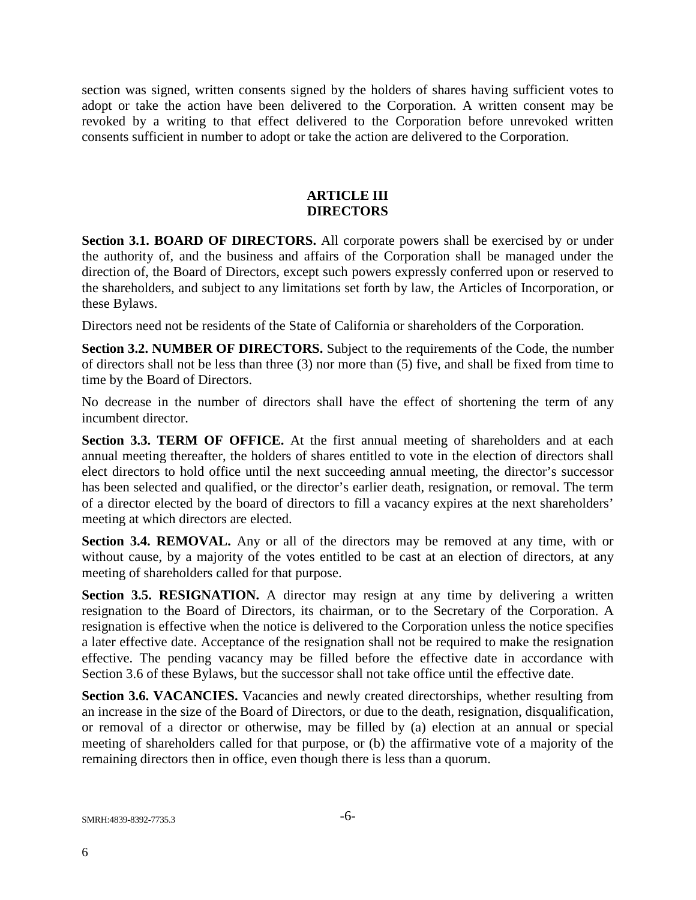section was signed, written consents signed by the holders of shares having sufficient votes to adopt or take the action have been delivered to the Corporation. A written consent may be revoked by a writing to that effect delivered to the Corporation before unrevoked written consents sufficient in number to adopt or take the action are delivered to the Corporation.

## ARTICLE III
## DIRECTORS

**Section 3.1. BOARD OF DIRECTORS.** All corporate powers shall be exercised by or under the authority of, and the business and affairs of the Corporation shall be managed under the direction of, the Board of Directors, except such powers expressly conferred upon or reserved to the shareholders, and subject to any limitations set forth by law, the Articles of Incorporation, or these Bylaws.

Directors need not be residents of the State of California or shareholders of the Corporation.

**Section 3.2. NUMBER OF DIRECTORS.** Subject to the requirements of the Code, the number of directors shall not be less than three (3) nor more than (5) five, and shall be fixed from time to time by the Board of Directors.

No decrease in the number of directors shall have the effect of shortening the term of any incumbent director.

**Section 3.3. TERM OF OFFICE.** At the first annual meeting of shareholders and at each annual meeting thereafter, the holders of shares entitled to vote in the election of directors shall elect directors to hold office until the next succeeding annual meeting, the director's successor has been selected and qualified, or the director's earlier death, resignation, or removal. The term of a director elected by the board of directors to fill a vacancy expires at the next shareholders' meeting at which directors are elected.

**Section 3.4. REMOVAL.** Any or all of the directors may be removed at any time, with or without cause, by a majority of the votes entitled to be cast at an election of directors, at any meeting of shareholders called for that purpose.

**Section 3.5. RESIGNATION.** A director may resign at any time by delivering a written resignation to the Board of Directors, its chairman, or to the Secretary of the Corporation. A resignation is effective when the notice is delivered to the Corporation unless the notice specifies a later effective date. Acceptance of the resignation shall not be required to make the resignation effective. The pending vacancy may be filled before the effective date in accordance with Section 3.6 of these Bylaws, but the successor shall not take office until the effective date.

**Section 3.6. VACANCIES.** Vacancies and newly created directorships, whether resulting from an increase in the size of the Board of Directors, or due to the death, resignation, disqualification, or removal of a director or otherwise, may be filled by (a) election at an annual or special meeting of shareholders called for that purpose, or (b) the affirmative vote of a majority of the remaining directors then in office, even though there is less than a quorum.

SMRH:4839-8392-7735.3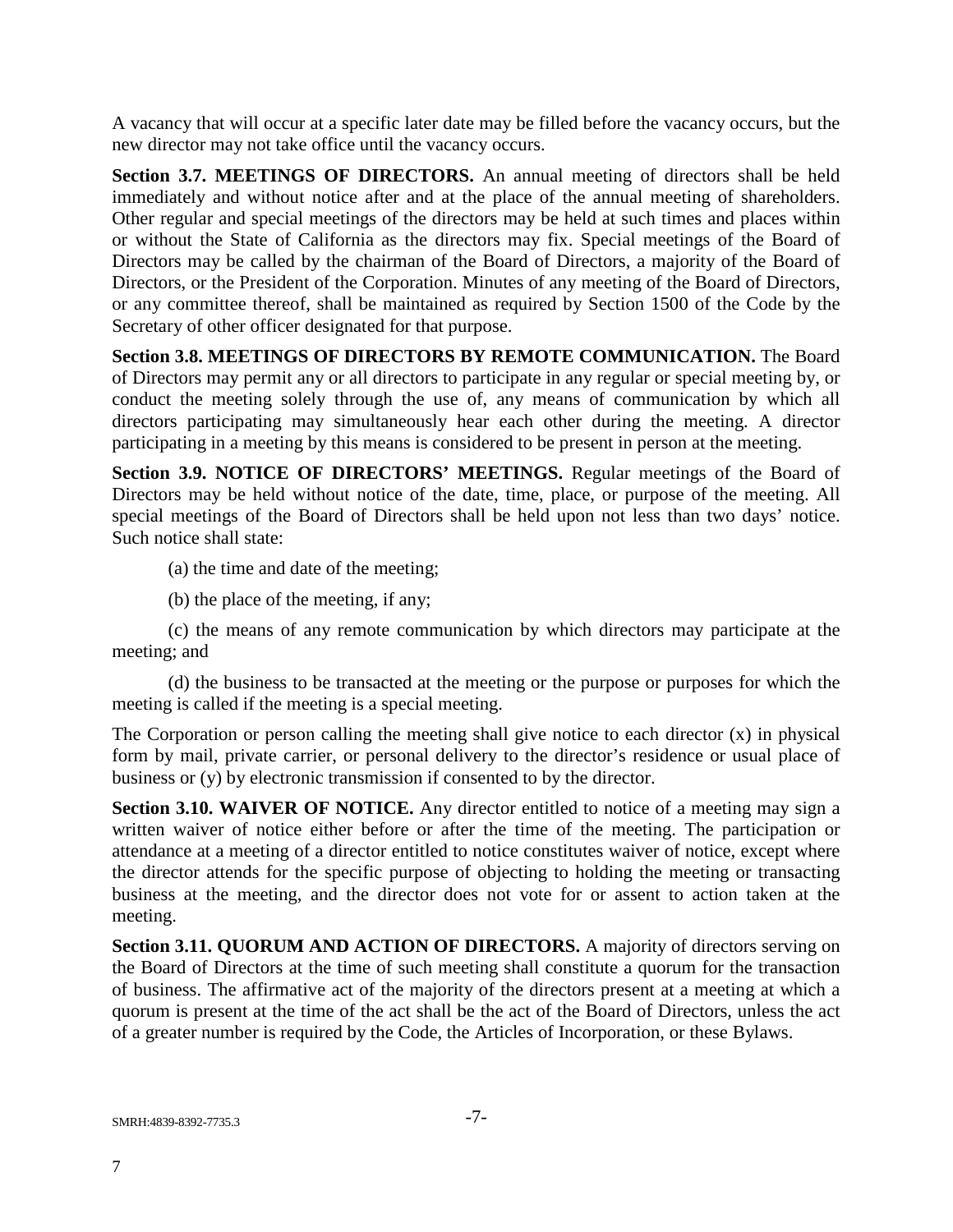A vacancy that will occur at a specific later date may be filled before the vacancy occurs, but the new director may not take office until the vacancy occurs.

**Section 3.7. MEETINGS OF DIRECTORS.** An annual meeting of directors shall be held immediately and without notice after and at the place of the annual meeting of shareholders. Other regular and special meetings of the directors may be held at such times and places within or without the State of California as the directors may fix. Special meetings of the Board of Directors may be called by the chairman of the Board of Directors, a majority of the Board of Directors, or the President of the Corporation. Minutes of any meeting of the Board of Directors, or any committee thereof, shall be maintained as required by Section 1500 of the Code by the Secretary of other officer designated for that purpose.

**Section 3.8. MEETINGS OF DIRECTORS BY REMOTE COMMUNICATION.** The Board of Directors may permit any or all directors to participate in any regular or special meeting by, or conduct the meeting solely through the use of, any means of communication by which all directors participating may simultaneously hear each other during the meeting. A director participating in a meeting by this means is considered to be present in person at the meeting.

**Section 3.9. NOTICE OF DIRECTORS' MEETINGS.** Regular meetings of the Board of Directors may be held without notice of the date, time, place, or purpose of the meeting. All special meetings of the Board of Directors shall be held upon not less than two days' notice. Such notice shall state:

(a) the time and date of the meeting;

(b) the place of the meeting, if any;

(c) the means of any remote communication by which directors may participate at the meeting; and

(d) the business to be transacted at the meeting or the purpose or purposes for which the meeting is called if the meeting is a special meeting.

The Corporation or person calling the meeting shall give notice to each director (x) in physical form by mail, private carrier, or personal delivery to the director's residence or usual place of business or (y) by electronic transmission if consented to by the director.

**Section 3.10. WAIVER OF NOTICE.** Any director entitled to notice of a meeting may sign a written waiver of notice either before or after the time of the meeting. The participation or attendance at a meeting of a director entitled to notice constitutes waiver of notice, except where the director attends for the specific purpose of objecting to holding the meeting or transacting business at the meeting, and the director does not vote for or assent to action taken at the meeting.

**Section 3.11. QUORUM AND ACTION OF DIRECTORS.** A majority of directors serving on the Board of Directors at the time of such meeting shall constitute a quorum for the transaction of business. The affirmative act of the majority of the directors present at a meeting at which a quorum is present at the time of the act shall be the act of the Board of Directors, unless the act of a greater number is required by the Code, the Articles of Incorporation, or these Bylaws.

SMRH:4839-8392-7735.3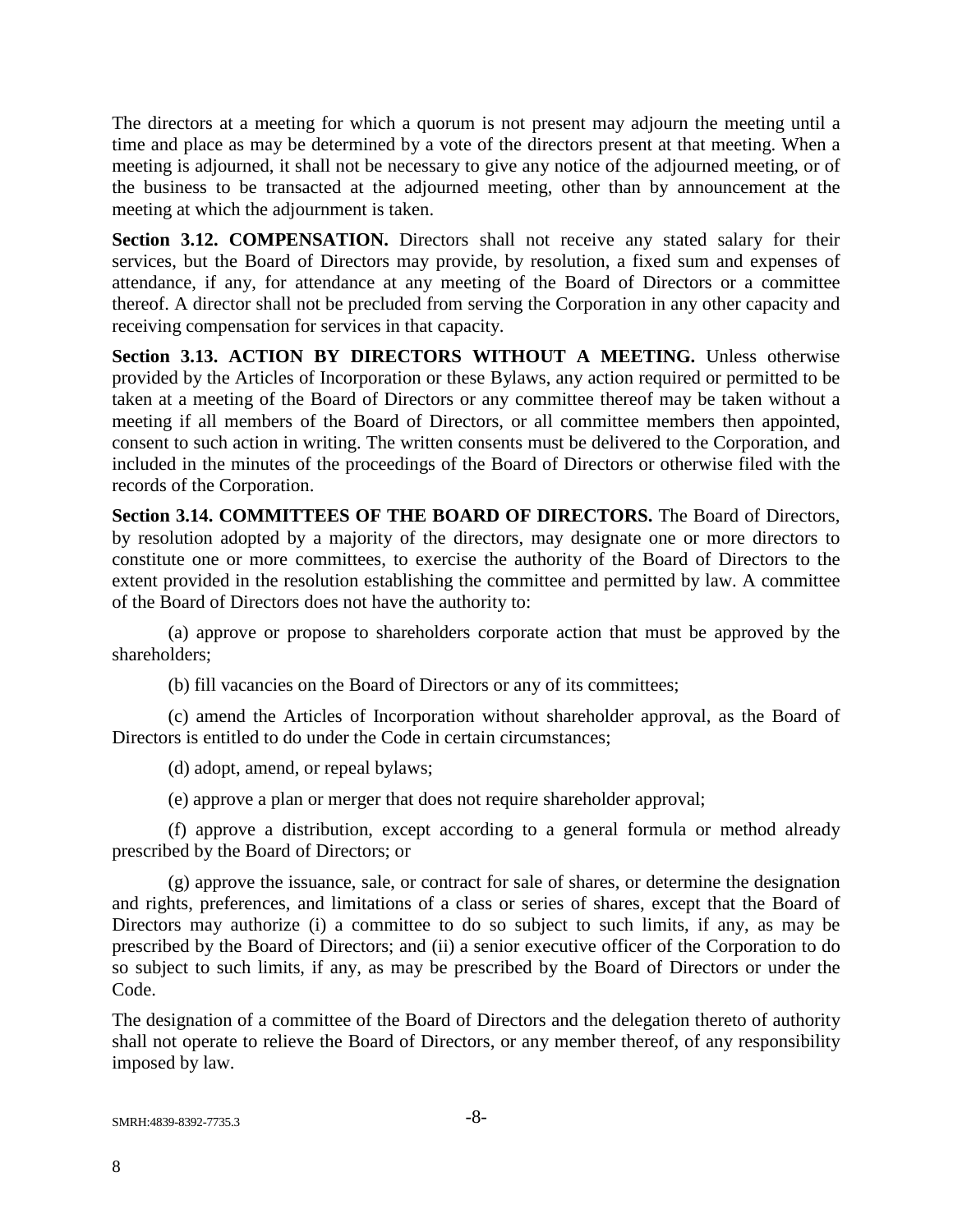The directors at a meeting for which a quorum is not present may adjourn the meeting until a time and place as may be determined by a vote of the directors present at that meeting. When a meeting is adjourned, it shall not be necessary to give any notice of the adjourned meeting, or of the business to be transacted at the adjourned meeting, other than by announcement at the meeting at which the adjournment is taken.

**Section 3.12. COMPENSATION.** Directors shall not receive any stated salary for their services, but the Board of Directors may provide, by resolution, a fixed sum and expenses of attendance, if any, for attendance at any meeting of the Board of Directors or a committee thereof. A director shall not be precluded from serving the Corporation in any other capacity and receiving compensation for services in that capacity.

**Section 3.13. ACTION BY DIRECTORS WITHOUT A MEETING.** Unless otherwise provided by the Articles of Incorporation or these Bylaws, any action required or permitted to be taken at a meeting of the Board of Directors or any committee thereof may be taken without a meeting if all members of the Board of Directors, or all committee members then appointed, consent to such action in writing. The written consents must be delivered to the Corporation, and included in the minutes of the proceedings of the Board of Directors or otherwise filed with the records of the Corporation.

**Section 3.14. COMMITTEES OF THE BOARD OF DIRECTORS.** The Board of Directors, by resolution adopted by a majority of the directors, may designate one or more directors to constitute one or more committees, to exercise the authority of the Board of Directors to the extent provided in the resolution establishing the committee and permitted by law. A committee of the Board of Directors does not have the authority to:

(a) approve or propose to shareholders corporate action that must be approved by the shareholders;

(b) fill vacancies on the Board of Directors or any of its committees;

(c) amend the Articles of Incorporation without shareholder approval, as the Board of Directors is entitled to do under the Code in certain circumstances;

(d) adopt, amend, or repeal bylaws;

(e) approve a plan or merger that does not require shareholder approval;

(f) approve a distribution, except according to a general formula or method already prescribed by the Board of Directors; or

(g) approve the issuance, sale, or contract for sale of shares, or determine the designation and rights, preferences, and limitations of a class or series of shares, except that the Board of Directors may authorize (i) a committee to do so subject to such limits, if any, as may be prescribed by the Board of Directors; and (ii) a senior executive officer of the Corporation to do so subject to such limits, if any, as may be prescribed by the Board of Directors or under the Code.

The designation of a committee of the Board of Directors and the delegation thereto of authority shall not operate to relieve the Board of Directors, or any member thereof, of any responsibility imposed by law.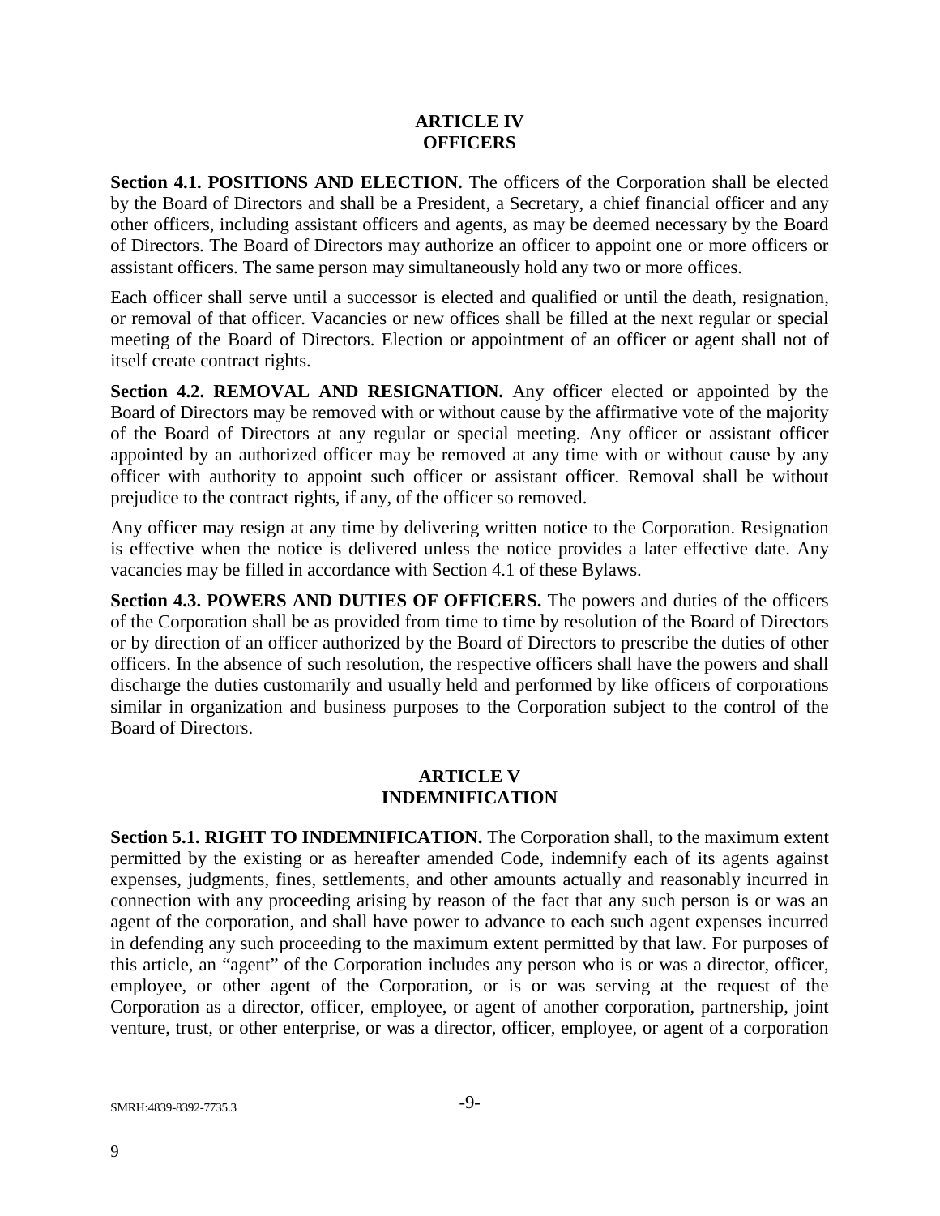## ARTICLE IV
## OFFICERS

**Section 4.1. POSITIONS AND ELECTION.** The officers of the Corporation shall be elected by the Board of Directors and shall be a President, a Secretary, a chief financial officer and any other officers, including assistant officers and agents, as may be deemed necessary by the Board of Directors. The Board of Directors may authorize an officer to appoint one or more officers or assistant officers. The same person may simultaneously hold any two or more offices.

Each officer shall serve until a successor is elected and qualified or until the death, resignation, or removal of that officer. Vacancies or new offices shall be filled at the next regular or special meeting of the Board of Directors. Election or appointment of an officer or agent shall not of itself create contract rights.

**Section 4.2. REMOVAL AND RESIGNATION.** Any officer elected or appointed by the Board of Directors may be removed with or without cause by the affirmative vote of the majority of the Board of Directors at any regular or special meeting. Any officer or assistant officer appointed by an authorized officer may be removed at any time with or without cause by any officer with authority to appoint such officer or assistant officer. Removal shall be without prejudice to the contract rights, if any, of the officer so removed.

Any officer may resign at any time by delivering written notice to the Corporation. Resignation is effective when the notice is delivered unless the notice provides a later effective date. Any vacancies may be filled in accordance with Section 4.1 of these Bylaws.

**Section 4.3. POWERS AND DUTIES OF OFFICERS.** The powers and duties of the officers of the Corporation shall be as provided from time to time by resolution of the Board of Directors or by direction of an officer authorized by the Board of Directors to prescribe the duties of other officers. In the absence of such resolution, the respective officers shall have the powers and shall discharge the duties customarily and usually held and performed by like officers of corporations similar in organization and business purposes to the Corporation subject to the control of the Board of Directors.

## ARTICLE V
## INDEMNIFICATION

**Section 5.1. RIGHT TO INDEMNIFICATION.** The Corporation shall, to the maximum extent permitted by the existing or as hereafter amended Code, indemnify each of its agents against expenses, judgments, fines, settlements, and other amounts actually and reasonably incurred in connection with any proceeding arising by reason of the fact that any such person is or was an agent of the corporation, and shall have power to advance to each such agent expenses incurred in defending any such proceeding to the maximum extent permitted by that law. For purposes of this article, an "agent" of the Corporation includes any person who is or was a director, officer, employee, or other agent of the Corporation, or is or was serving at the request of the Corporation as a director, officer, employee, or agent of another corporation, partnership, joint venture, trust, or other enterprise, or was a director, officer, employee, or agent of a corporation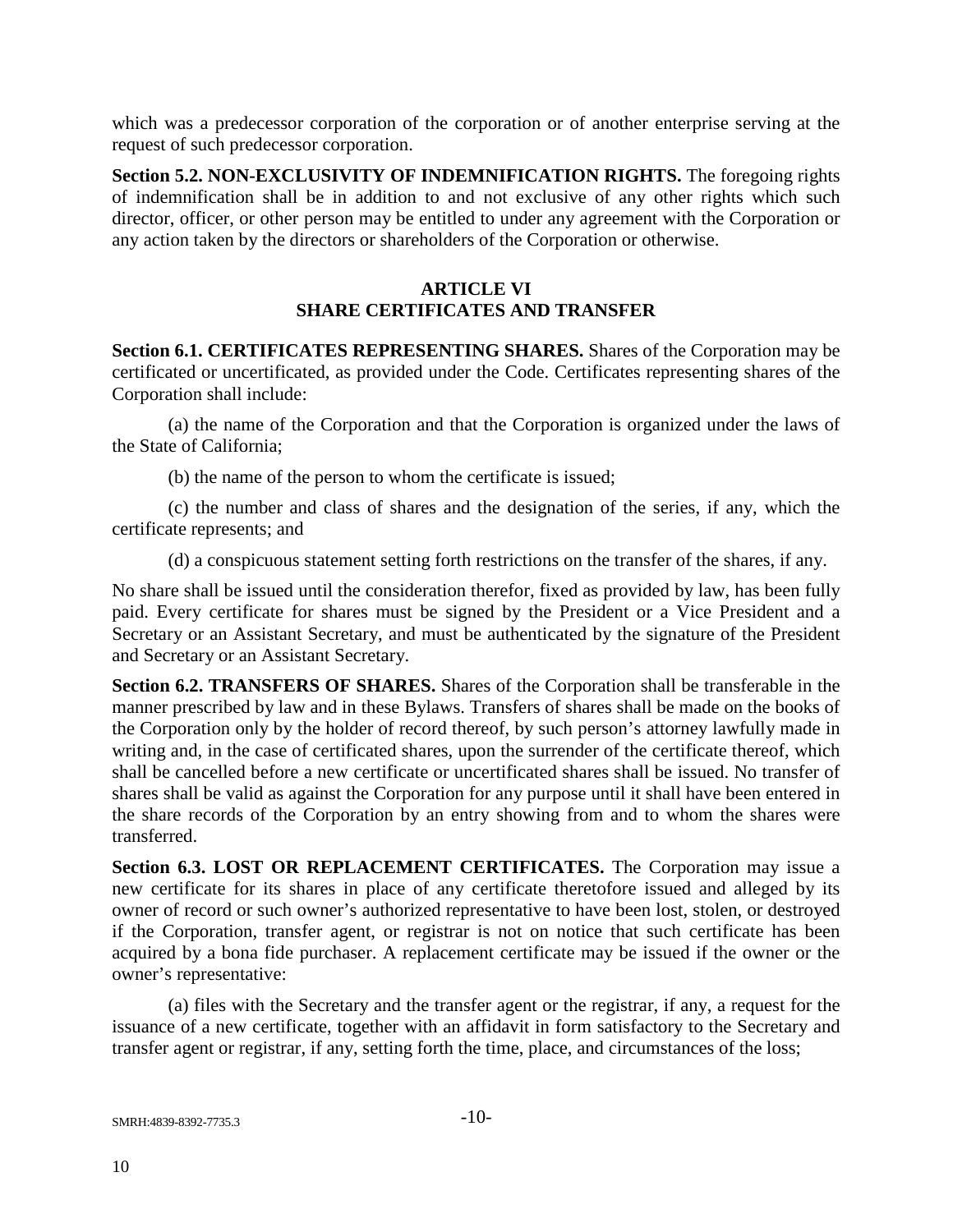which was a predecessor corporation of the corporation or of another enterprise serving at the request of such predecessor corporation.

**Section 5.2. NON-EXCLUSIVITY OF INDEMNIFICATION RIGHTS.** The foregoing rights of indemnification shall be in addition to and not exclusive of any other rights which such director, officer, or other person may be entitled to under any agreement with the Corporation or any action taken by the directors or shareholders of the Corporation or otherwise.

## ARTICLE VI
## SHARE CERTIFICATES AND TRANSFER

**Section 6.1. CERTIFICATES REPRESENTING SHARES.** Shares of the Corporation may be certificated or uncertificated, as provided under the Code. Certificates representing shares of the Corporation shall include:

(a) the name of the Corporation and that the Corporation is organized under the laws of the State of California;

(b) the name of the person to whom the certificate is issued;

(c) the number and class of shares and the designation of the series, if any, which the certificate represents; and

(d) a conspicuous statement setting forth restrictions on the transfer of the shares, if any.

No share shall be issued until the consideration therefor, fixed as provided by law, has been fully paid. Every certificate for shares must be signed by the President or a Vice President and a Secretary or an Assistant Secretary, and must be authenticated by the signature of the President and Secretary or an Assistant Secretary.

**Section 6.2. TRANSFERS OF SHARES.** Shares of the Corporation shall be transferable in the manner prescribed by law and in these Bylaws. Transfers of shares shall be made on the books of the Corporation only by the holder of record thereof, by such person's attorney lawfully made in writing and, in the case of certificated shares, upon the surrender of the certificate thereof, which shall be cancelled before a new certificate or uncertificated shares shall be issued. No transfer of shares shall be valid as against the Corporation for any purpose until it shall have been entered in the share records of the Corporation by an entry showing from and to whom the shares were transferred.

**Section 6.3. LOST OR REPLACEMENT CERTIFICATES.** The Corporation may issue a new certificate for its shares in place of any certificate theretofore issued and alleged by its owner of record or such owner's authorized representative to have been lost, stolen, or destroyed if the Corporation, transfer agent, or registrar is not on notice that such certificate has been acquired by a bona fide purchaser. A replacement certificate may be issued if the owner or the owner's representative:

(a) files with the Secretary and the transfer agent or the registrar, if any, a request for the issuance of a new certificate, together with an affidavit in form satisfactory to the Secretary and transfer agent or registrar, if any, setting forth the time, place, and circumstances of the loss;

SMRH:4839-8392-7735.3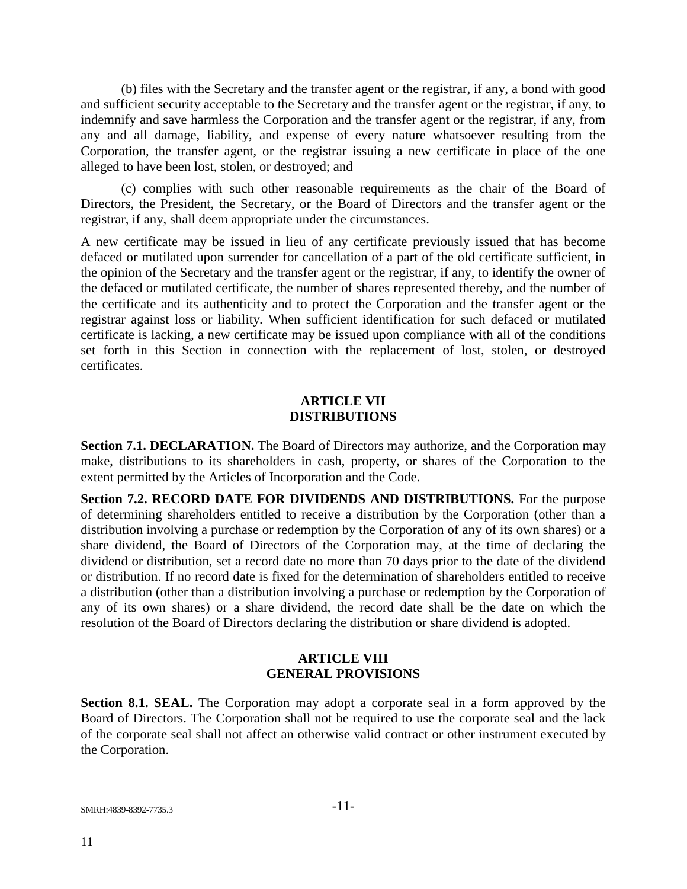(b) files with the Secretary and the transfer agent or the registrar, if any, a bond with good and sufficient security acceptable to the Secretary and the transfer agent or the registrar, if any, to indemnify and save harmless the Corporation and the transfer agent or the registrar, if any, from any and all damage, liability, and expense of every nature whatsoever resulting from the Corporation, the transfer agent, or the registrar issuing a new certificate in place of the one alleged to have been lost, stolen, or destroyed; and

(c) complies with such other reasonable requirements as the chair of the Board of Directors, the President, the Secretary, or the Board of Directors and the transfer agent or the registrar, if any, shall deem appropriate under the circumstances.

A new certificate may be issued in lieu of any certificate previously issued that has become defaced or mutilated upon surrender for cancellation of a part of the old certificate sufficient, in the opinion of the Secretary and the transfer agent or the registrar, if any, to identify the owner of the defaced or mutilated certificate, the number of shares represented thereby, and the number of the certificate and its authenticity and to protect the Corporation and the transfer agent or the registrar against loss or liability. When sufficient identification for such defaced or mutilated certificate is lacking, a new certificate may be issued upon compliance with all of the conditions set forth in this Section in connection with the replacement of lost, stolen, or destroyed certificates.

## ARTICLE VII
## DISTRIBUTIONS

**Section 7.1. DECLARATION.** The Board of Directors may authorize, and the Corporation may make, distributions to its shareholders in cash, property, or shares of the Corporation to the extent permitted by the Articles of Incorporation and the Code.

**Section 7.2. RECORD DATE FOR DIVIDENDS AND DISTRIBUTIONS.** For the purpose of determining shareholders entitled to receive a distribution by the Corporation (other than a distribution involving a purchase or redemption by the Corporation of any of its own shares) or a share dividend, the Board of Directors of the Corporation may, at the time of declaring the dividend or distribution, set a record date no more than 70 days prior to the date of the dividend or distribution. If no record date is fixed for the determination of shareholders entitled to receive a distribution (other than a distribution involving a purchase or redemption by the Corporation of any of its own shares) or a share dividend, the record date shall be the date on which the resolution of the Board of Directors declaring the distribution or share dividend is adopted.

## ARTICLE VIII
## GENERAL PROVISIONS

**Section 8.1. SEAL.** The Corporation may adopt a corporate seal in a form approved by the Board of Directors. The Corporation shall not be required to use the corporate seal and the lack of the corporate seal shall not affect an otherwise valid contract or other instrument executed by the Corporation.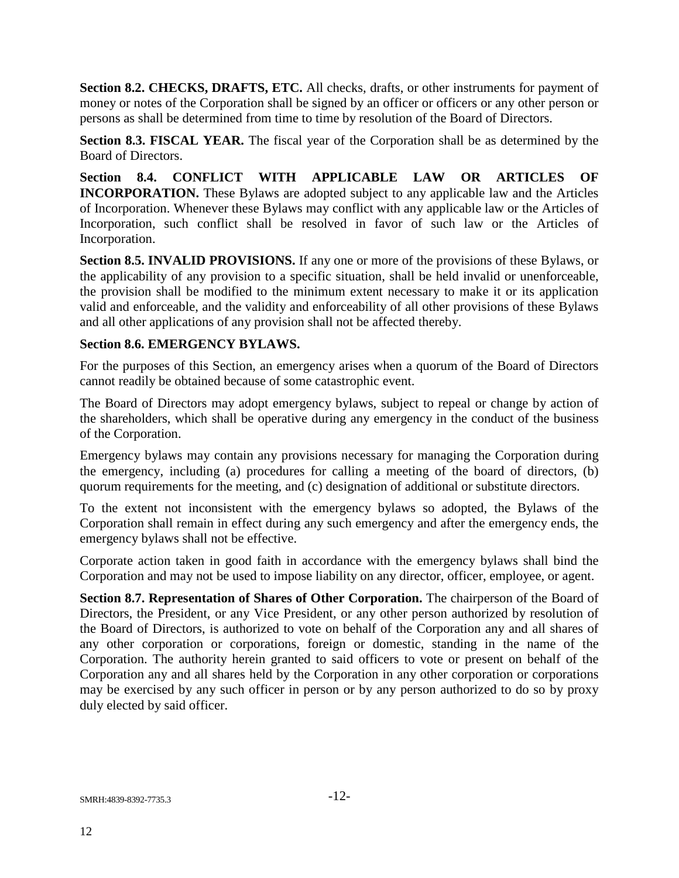**Section 8.2. CHECKS, DRAFTS, ETC.** All checks, drafts, or other instruments for payment of money or notes of the Corporation shall be signed by an officer or officers or any other person or persons as shall be determined from time to time by resolution of the Board of Directors.

**Section 8.3. FISCAL YEAR.** The fiscal year of the Corporation shall be as determined by the Board of Directors.

**Section 8.4. CONFLICT WITH APPLICABLE LAW OR ARTICLES OF INCORPORATION.** These Bylaws are adopted subject to any applicable law and the Articles of Incorporation. Whenever these Bylaws may conflict with any applicable law or the Articles of Incorporation, such conflict shall be resolved in favor of such law or the Articles of Incorporation.

**Section 8.5. INVALID PROVISIONS.** If any one or more of the provisions of these Bylaws, or the applicability of any provision to a specific situation, shall be held invalid or unenforceable, the provision shall be modified to the minimum extent necessary to make it or its application valid and enforceable, and the validity and enforceability of all other provisions of these Bylaws and all other applications of any provision shall not be affected thereby.

**Section 8.6. EMERGENCY BYLAWS.**

For the purposes of this Section, an emergency arises when a quorum of the Board of Directors cannot readily be obtained because of some catastrophic event.

The Board of Directors may adopt emergency bylaws, subject to repeal or change by action of the shareholders, which shall be operative during any emergency in the conduct of the business of the Corporation.

Emergency bylaws may contain any provisions necessary for managing the Corporation during the emergency, including (a) procedures for calling a meeting of the board of directors, (b) quorum requirements for the meeting, and (c) designation of additional or substitute directors.

To the extent not inconsistent with the emergency bylaws so adopted, the Bylaws of the Corporation shall remain in effect during any such emergency and after the emergency ends, the emergency bylaws shall not be effective.

Corporate action taken in good faith in accordance with the emergency bylaws shall bind the Corporation and may not be used to impose liability on any director, officer, employee, or agent.

**Section 8.7. Representation of Shares of Other Corporation.** The chairperson of the Board of Directors, the President, or any Vice President, or any other person authorized by resolution of the Board of Directors, is authorized to vote on behalf of the Corporation any and all shares of any other corporation or corporations, foreign or domestic, standing in the name of the Corporation. The authority herein granted to said officers to vote or present on behalf of the Corporation any and all shares held by the Corporation in any other corporation or corporations may be exercised by any such officer in person or by any person authorized to do so by proxy duly elected by said officer.

SMRH:4839-8392-7735.3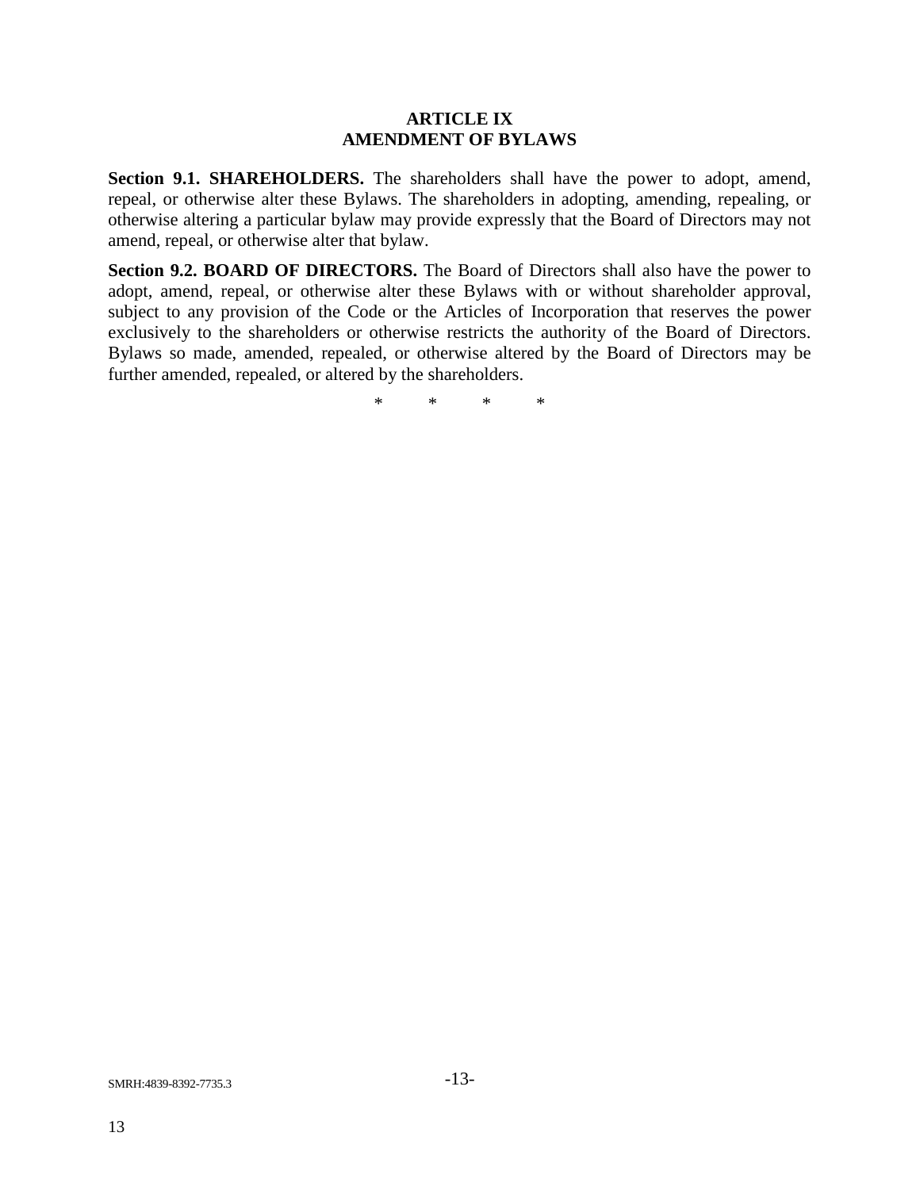## ARTICLE IX
## AMENDMENT OF BYLAWS

**Section 9.1. SHAREHOLDERS.** The shareholders shall have the power to adopt, amend, repeal, or otherwise alter these Bylaws. The shareholders in adopting, amending, repealing, or otherwise altering a particular bylaw may provide expressly that the Board of Directors may not amend, repeal, or otherwise alter that bylaw.

**Section 9.2. BOARD OF DIRECTORS.** The Board of Directors shall also have the power to adopt, amend, repeal, or otherwise alter these Bylaws with or without shareholder approval, subject to any provision of the Code or the Articles of Incorporation that reserves the power exclusively to the shareholders or otherwise restricts the authority of the Board of Directors. Bylaws so made, amended, repealed, or otherwise altered by the Board of Directors may be further amended, repealed, or altered by the shareholders.

\* \* \* \*

SMRH:4839-8392-7735.3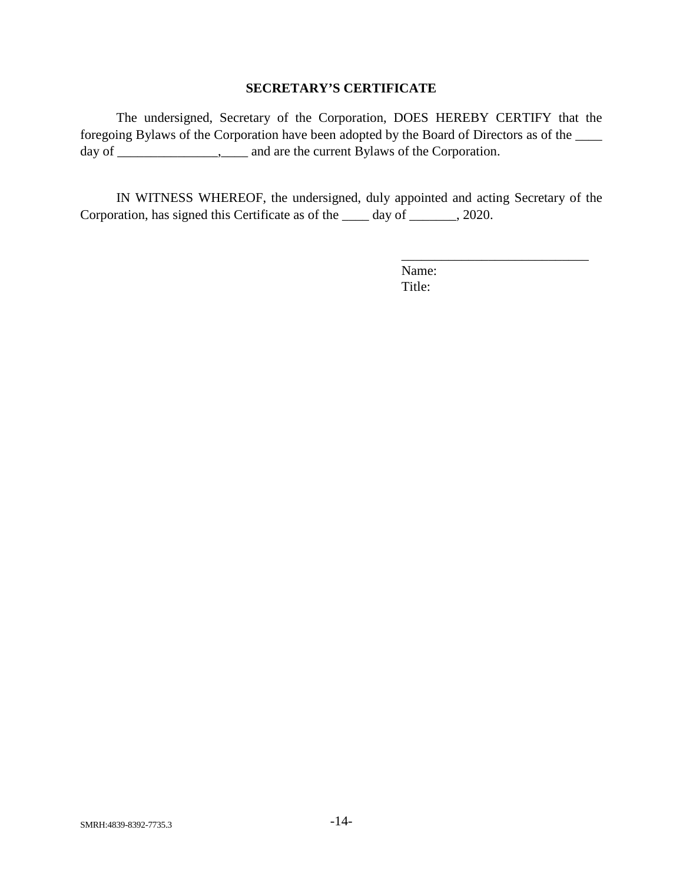**SECRETARY'S CERTIFICATE**

The undersigned, Secretary of the Corporation, DOES HEREBY CERTIFY that the foregoing Bylaws of the Corporation have been adopted by the Board of Directors as of the ____ day of _______________,____ and are the current Bylaws of the Corporation.

IN WITNESS WHEREOF, the undersigned, duly appointed and acting Secretary of the Corporation, has signed this Certificate as of the ____ day of _______, 2020.

____________________________
Name:
Title:

SMRH:4839-8392-7735.3